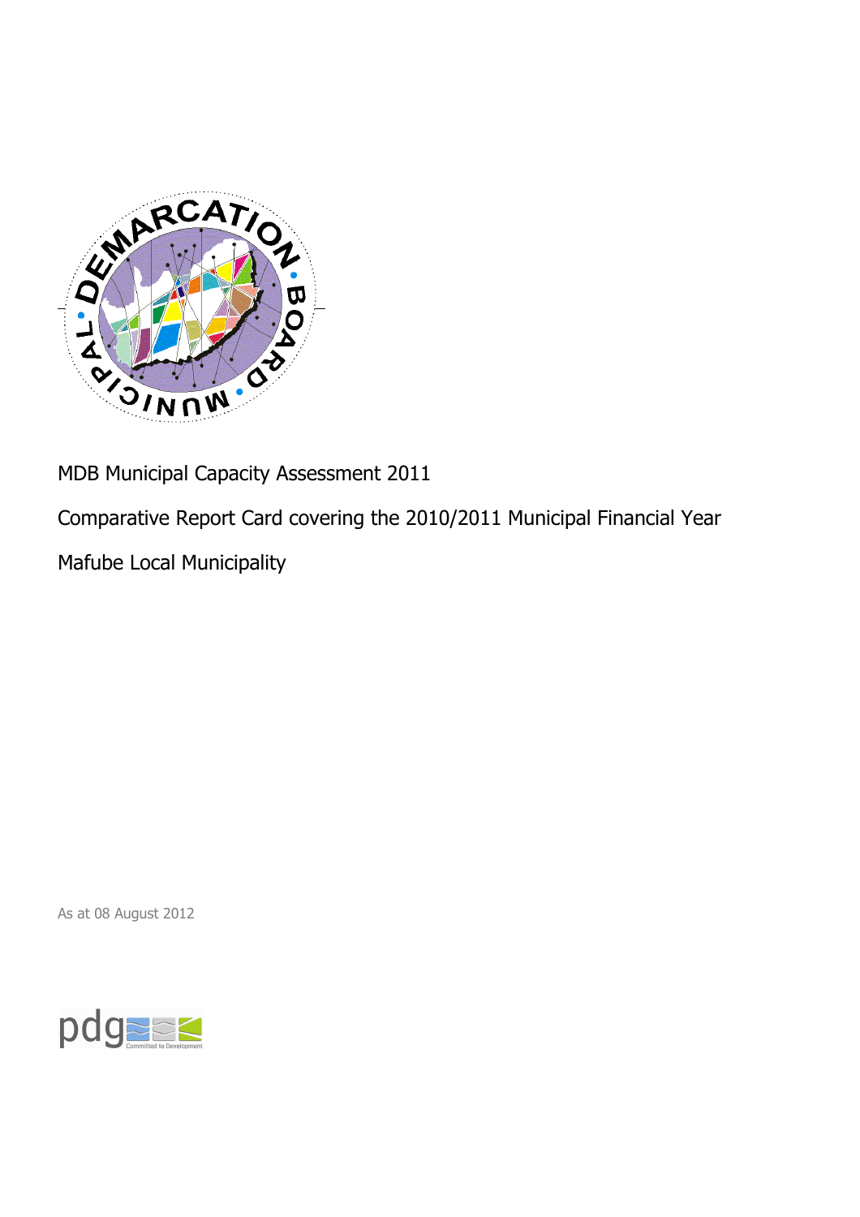MDB Municipal Capacity Assessment 2011

Comparative Report Card covering the 2010/2011 Municipal Financial Year

Mafube Local Municipality

As at 08 August 2012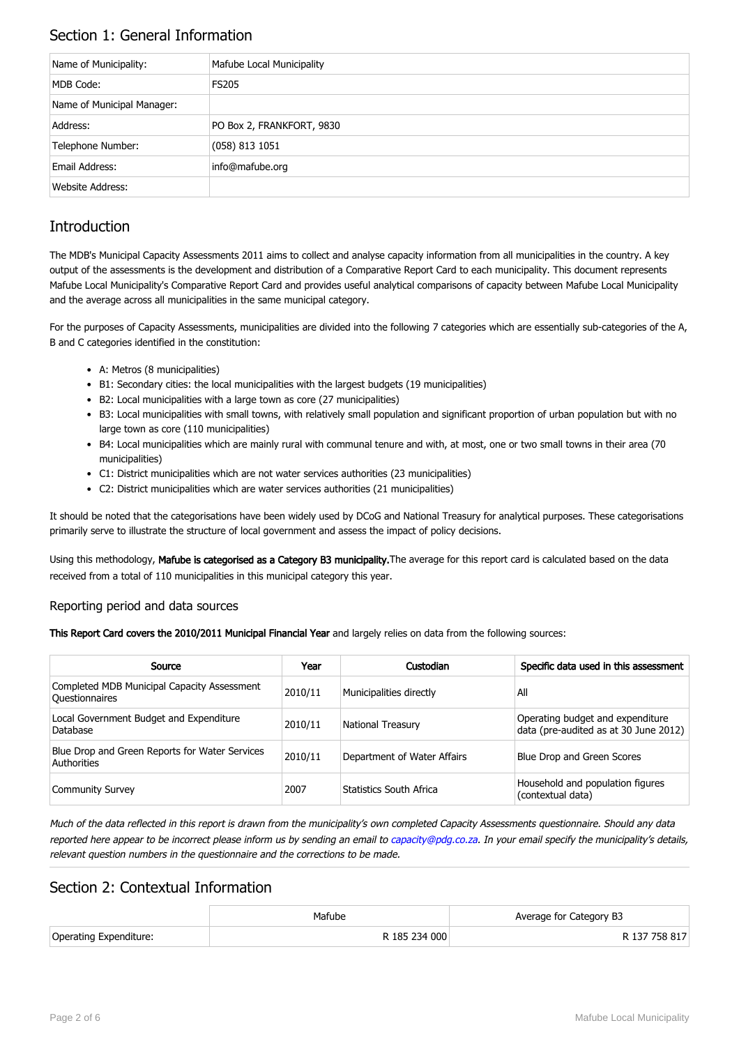## Section 1: General Information

| Name of Municipality: | Mafube Local Municipality |
|---|---|
| MDB Code: | FS205 |
| Name of Municipal Manager: | |
| Address: | PO Box 2, FRANKFORT, 9830 |
| Telephone Number: | (058) 813 1051 |
| Email Address: | info@mafube.org |
| Website Address: | |

## Introduction

The MDB's Municipal Capacity Assessments 2011 aims to collect and analyse capacity information from all municipalities in the country. A key output of the assessments is the development and distribution of a Comparative Report Card to each municipality. This document represents Mafube Local Municipality's Comparative Report Card and provides useful analytical comparisons of capacity between Mafube Local Municipality and the average across all municipalities in the same municipal category.

For the purposes of Capacity Assessments, municipalities are divided into the following 7 categories which are essentially sub-categories of the A, B and C categories identified in the constitution:

- A: Metros (8 municipalities)
- B1: Secondary cities: the local municipalities with the largest budgets (19 municipalities)
- B2: Local municipalities with a large town as core (27 municipalities)
- B3: Local municipalities with small towns, with relatively small population and significant proportion of urban population but with no large town as core (110 municipalities)
- B4: Local municipalities which are mainly rural with communal tenure and with, at most, one or two small towns in their area (70 municipalities)
- C1: District municipalities which are not water services authorities (23 municipalities)
- C2: District municipalities which are water services authorities (21 municipalities)

It should be noted that the categorisations have been widely used by DCoG and National Treasury for analytical purposes. These categorisations primarily serve to illustrate the structure of local government and assess the impact of policy decisions.

Using this methodology, **Mafube is categorised as a Category B3 municipality.** The average for this report card is calculated based on the data received from a total of 110 municipalities in this municipal category this year.

### Reporting period and data sources

**This Report Card covers the 2010/2011 Municipal Financial Year** and largely relies on data from the following sources:

| Source | Year | Custodian | Specific data used in this assessment |
|---|---|---|---|
| Completed MDB Municipal Capacity Assessment Questionnaires | 2010/11 | Municipalities directly | All |
| Local Government Budget and Expenditure Database | 2010/11 | National Treasury | Operating budget and expenditure data (pre-audited as at 30 June 2012) |
| Blue Drop and Green Reports for Water Services Authorities | 2010/11 | Department of Water Affairs | Blue Drop and Green Scores |
| Community Survey | 2007 | Statistics South Africa | Household and population figures (contextual data) |

*Much of the data reflected in this report is drawn from the municipality's own completed Capacity Assessments questionnaire. Should any data reported here appear to be incorrect please inform us by sending an email to capacity@pdg.co.za. In your email specify the municipality's details, relevant question numbers in the questionnaire and the corrections to be made.*

## Section 2: Contextual Information

| | Mafube | Average for Category B3 |
|---|---|---|
| Operating Expenditure: | R 185 234 000 | R 137 758 817 |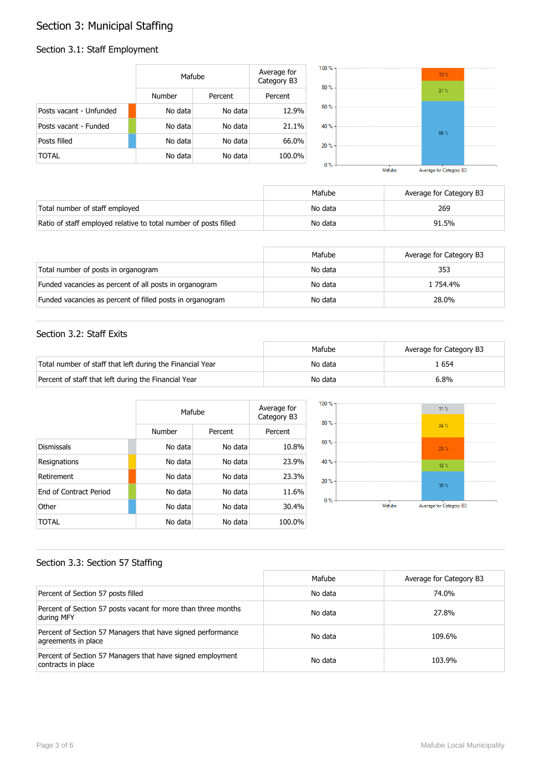# Section 3: Municipal Staffing

## Section 3.1: Staff Employment

| | Mafube | | Average for Category B3 |
|---|---|---|---|
| | Number | Percent | Percent |
| Posts vacant - Unfunded | No data | No data | 12.9% |
| Posts vacant - Funded | No data | No data | 21.1% |
| Posts filled | No data | No data | 66.0% |
| TOTAL | No data | No data | 100.0% |

| | Mafube | Average for Category B3 |
|---|---|---|
| Total number of staff employed | No data | 269 |
| Ratio of staff employed relative to total number of posts filled | No data | 91.5% |

| | Mafube | Average for Category B3 |
|---|---|---|
| Total number of posts in organogram | No data | 353 |
| Funded vacancies as percent of all posts in organogram | No data | 1 754.4% |
| Funded vacancies as percent of filled posts in organogram | No data | 28.0% |

## Section 3.2: Staff Exits

| | Mafube | Average for Category B3 |
|---|---|---|
| Total number of staff that left during the Financial Year | No data | 1 654 |
| Percent of staff that left during the Financial Year | No data | 6.8% |

| | Mafube | | Average for Category B3 |
|---|---|---|---|
| | Number | Percent | Percent |
| Dismissals | No data | No data | 10.8% |
| Resignations | No data | No data | 23.9% |
| Retirement | No data | No data | 23.3% |
| End of Contract Period | No data | No data | 11.6% |
| Other | No data | No data | 30.4% |
| TOTAL | No data | No data | 100.0% |

## Section 3.3: Section 57 Staffing

| | Mafube | Average for Category B3 |
|---|---|---|
| Percent of Section 57 posts filled | No data | 74.0% |
| Percent of Section 57 posts vacant for more than three months during MFY | No data | 27.8% |
| Percent of Section 57 Managers that have signed performance agreements in place | No data | 109.6% |
| Percent of Section 57 Managers that have signed employment contracts in place | No data | 103.9% |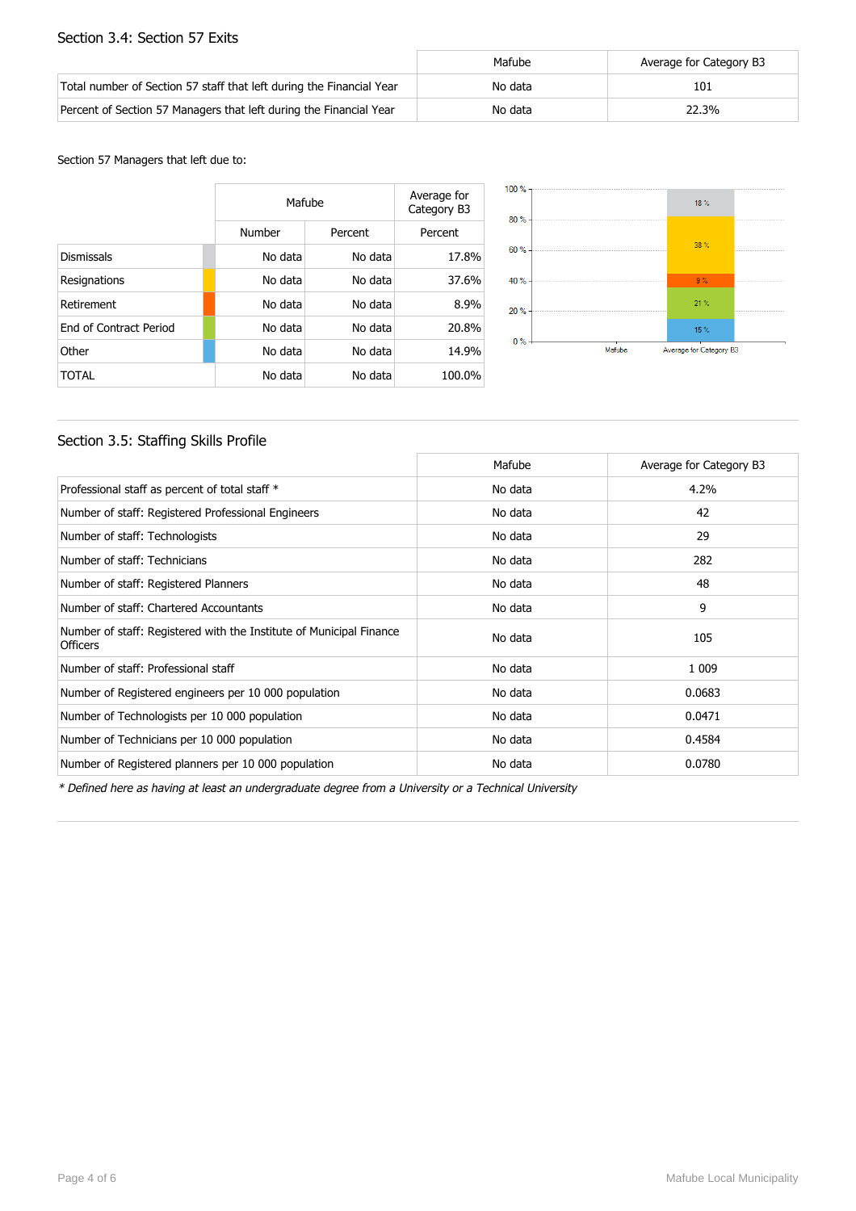## Section 3.4: Section 57 Exits

| | Mafube | Average for Category B3 |
|---|---|---|
| Total number of Section 57 staff that left during the Financial Year | No data | 101 |
| Percent of Section 57 Managers that left during the Financial Year | No data | 22.3% |

Section 57 Managers that left due to:

| | Mafube | | Average for Category B3 |
|---|---|---|---|
| | Number | Percent | Percent |
| Dismissals | No data | No data | 17.8% |
| Resignations | No data | No data | 37.6% |
| Retirement | No data | No data | 8.9% |
| End of Contract Period | No data | No data | 20.8% |
| Other | No data | No data | 14.9% |
| TOTAL | No data | No data | 100.0% |

## Section 3.5: Staffing Skills Profile

| | Mafube | Average for Category B3 |
|---|---|---|
| Professional staff as percent of total staff * | No data | 4.2% |
| Number of staff: Registered Professional Engineers | No data | 42 |
| Number of staff: Technologists | No data | 29 |
| Number of staff: Technicians | No data | 282 |
| Number of staff: Registered Planners | No data | 48 |
| Number of staff: Chartered Accountants | No data | 9 |
| Number of staff: Registered with the Institute of Municipal Finance Officers | No data | 105 |
| Number of staff: Professional staff | No data | 1 009 |
| Number of Registered engineers per 10 000 population | No data | 0.0683 |
| Number of Technologists per 10 000 population | No data | 0.0471 |
| Number of Technicians per 10 000 population | No data | 0.4584 |
| Number of Registered planners per 10 000 population | No data | 0.0780 |

*\* Defined here as having at least an undergraduate degree from a University or a Technical University*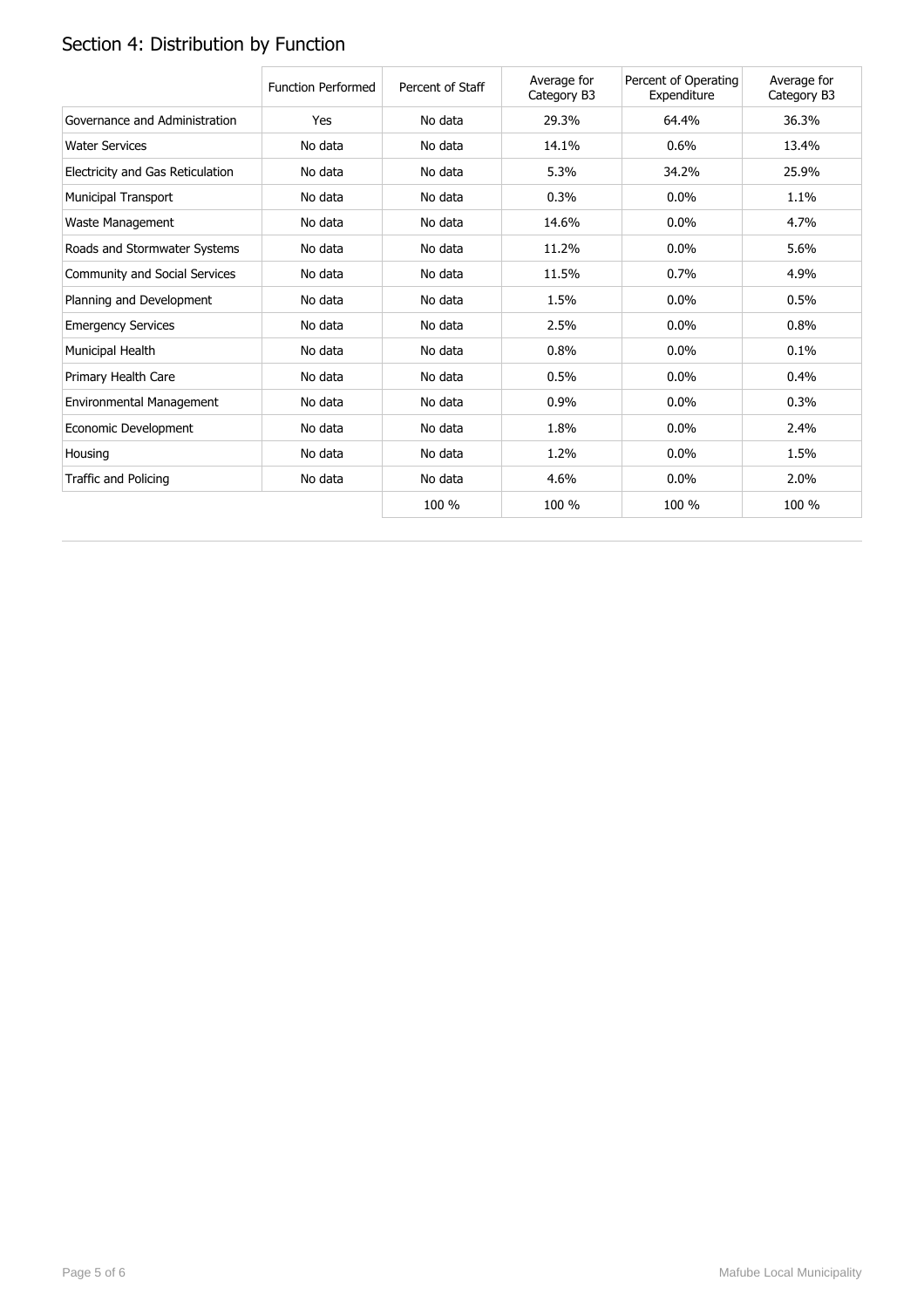## Section 4: Distribution by Function

| | Function Performed | Percent of Staff | Average for Category B3 | Percent of Operating Expenditure | Average for Category B3 |
|---|---|---|---|---|---|
| Governance and Administration | Yes | No data | 29.3% | 64.4% | 36.3% |
| Water Services | No data | No data | 14.1% | 0.6% | 13.4% |
| Electricity and Gas Reticulation | No data | No data | 5.3% | 34.2% | 25.9% |
| Municipal Transport | No data | No data | 0.3% | 0.0% | 1.1% |
| Waste Management | No data | No data | 14.6% | 0.0% | 4.7% |
| Roads and Stormwater Systems | No data | No data | 11.2% | 0.0% | 5.6% |
| Community and Social Services | No data | No data | 11.5% | 0.7% | 4.9% |
| Planning and Development | No data | No data | 1.5% | 0.0% | 0.5% |
| Emergency Services | No data | No data | 2.5% | 0.0% | 0.8% |
| Municipal Health | No data | No data | 0.8% | 0.0% | 0.1% |
| Primary Health Care | No data | No data | 0.5% | 0.0% | 0.4% |
| Environmental Management | No data | No data | 0.9% | 0.0% | 0.3% |
| Economic Development | No data | No data | 1.8% | 0.0% | 2.4% |
| Housing | No data | No data | 1.2% | 0.0% | 1.5% |
| Traffic and Policing | No data | No data | 4.6% | 0.0% | 2.0% |
| | | 100 % | 100 % | 100 % | 100 % |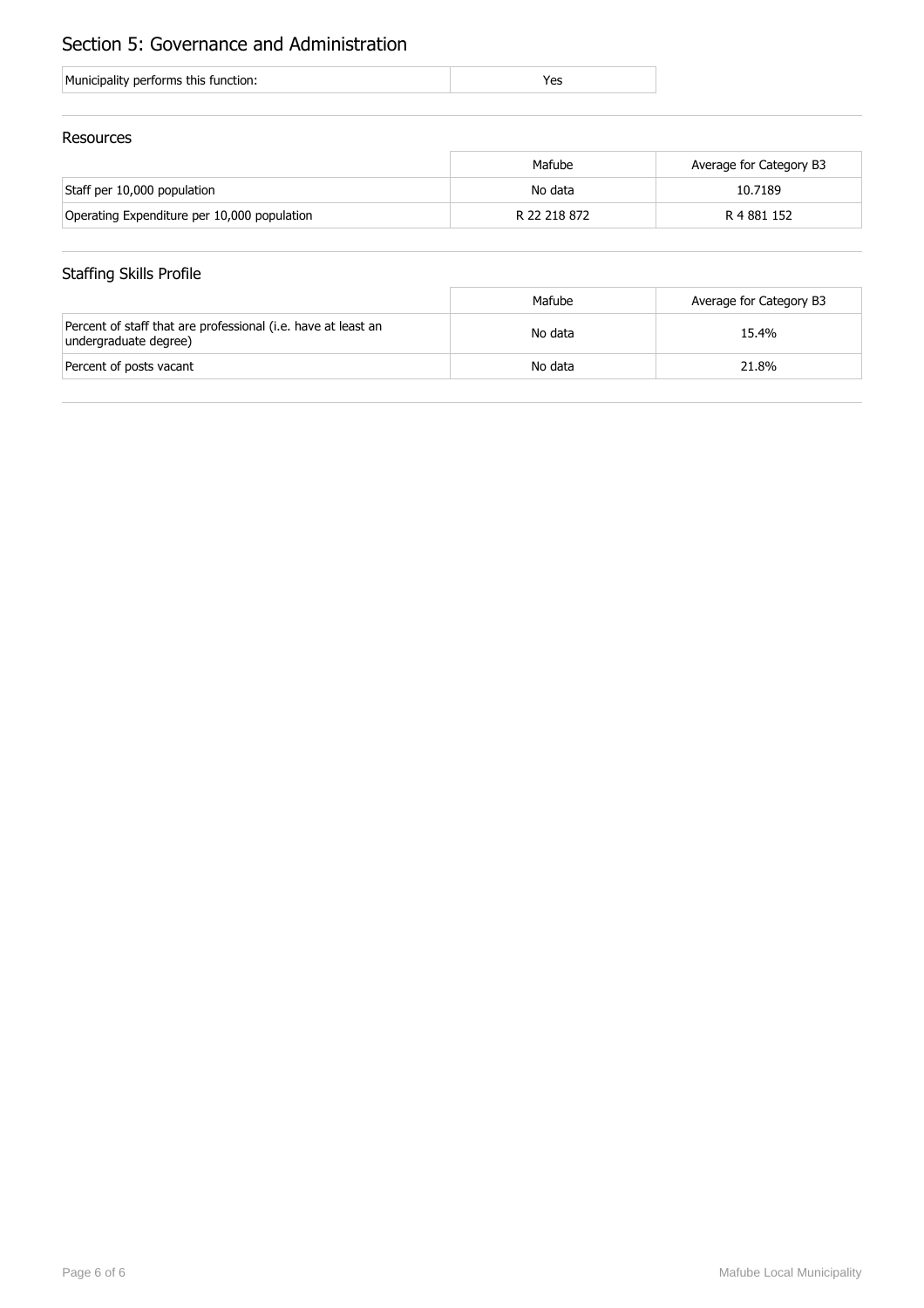# Section 5: Governance and Administration

| | |
|---|---|
| Municipality performs this function: | Yes |

## Resources

| | Mafube | Average for Category B3 |
|---|---|---|
| Staff per 10,000 population | No data | 10.7189 |
| Operating Expenditure per 10,000 population | R 22 218 872 | R 4 881 152 |

## Staffing Skills Profile

| | Mafube | Average for Category B3 |
|---|---|---|
| Percent of staff that are professional (i.e. have at least an undergraduate degree) | No data | 15.4% |
| Percent of posts vacant | No data | 21.8% |